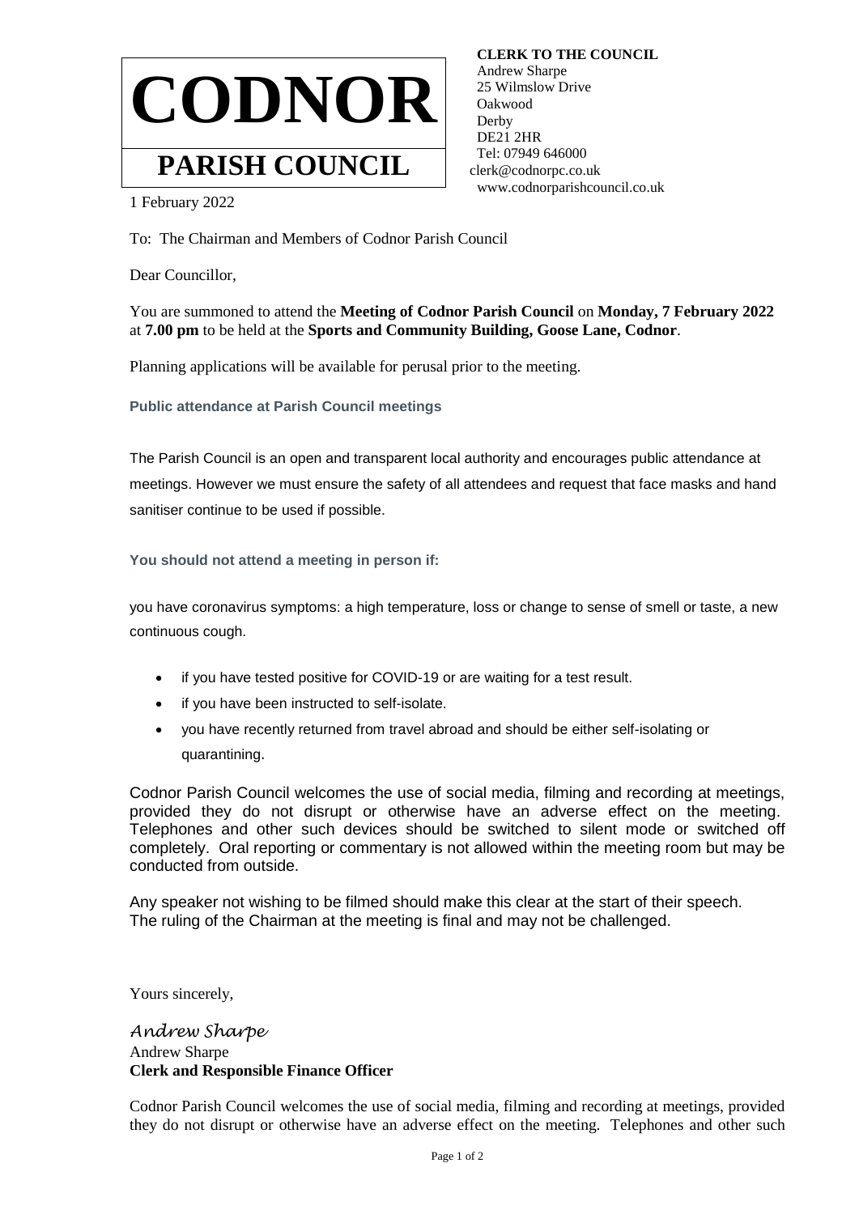# CODNOR

## PARISH COUNCIL

**CLERK TO THE COUNCIL**
Andrew Sharpe
25 Wilmslow Drive
Oakwood
Derby
DE21 2HR
Tel: 07949 646000
clerk@codnorpc.co.uk
www.codnorparishcouncil.co.uk

1 February 2022

To: The Chairman and Members of Codnor Parish Council

Dear Councillor,

You are summoned to attend the **Meeting of Codnor Parish Council** on **Monday, 7 February 2022** at **7.00 pm** to be held at the **Sports and Community Building, Goose Lane, Codnor**.

Planning applications will be available for perusal prior to the meeting.

**Public attendance at Parish Council meetings**

The Parish Council is an open and transparent local authority and encourages public attendance at meetings. However we must ensure the safety of all attendees and request that face masks and hand sanitiser continue to be used if possible.

**You should not attend a meeting in person if:**

you have coronavirus symptoms: a high temperature, loss or change to sense of smell or taste, a new continuous cough.

- if you have tested positive for COVID-19 or are waiting for a test result.
- if you have been instructed to self-isolate.
- you have recently returned from travel abroad and should be either self-isolating or quarantining.

Codnor Parish Council welcomes the use of social media, filming and recording at meetings, provided they do not disrupt or otherwise have an adverse effect on the meeting. Telephones and other such devices should be switched to silent mode or switched off completely. Oral reporting or commentary is not allowed within the meeting room but may be conducted from outside.

Any speaker not wishing to be filmed should make this clear at the start of their speech.
The ruling of the Chairman at the meeting is final and may not be challenged.

Yours sincerely,

*Andrew Sharpe*
Andrew Sharpe
**Clerk and Responsible Finance Officer**

Codnor Parish Council welcomes the use of social media, filming and recording at meetings, provided they do not disrupt or otherwise have an adverse effect on the meeting. Telephones and other such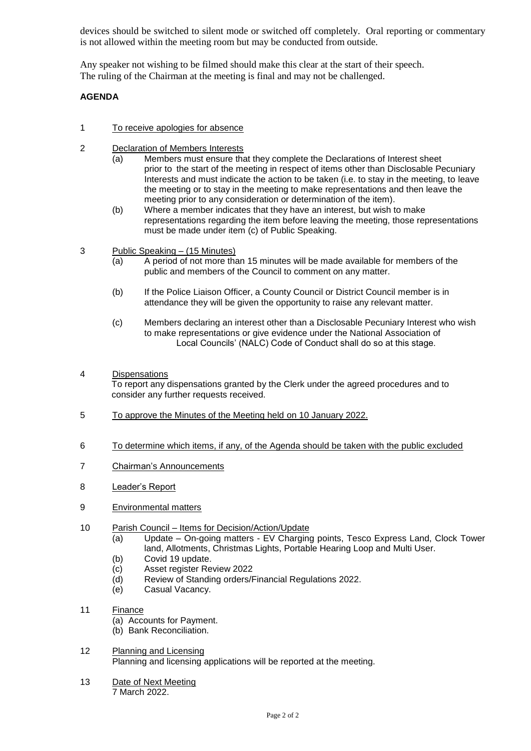devices should be switched to silent mode or switched off completely. Oral reporting or commentary is not allowed within the meeting room but may be conducted from outside.

Any speaker not wishing to be filmed should make this clear at the start of their speech.
The ruling of the Chairman at the meeting is final and may not be challenged.

**AGENDA**

1 To receive apologies for absence

2 Declaration of Members Interests
   - (a) Members must ensure that they complete the Declarations of Interest sheet prior to the start of the meeting in respect of items other than Disclosable Pecuniary Interests and must indicate the action to be taken (i.e. to stay in the meeting, to leave the meeting or to stay in the meeting to make representations and then leave the meeting prior to any consideration or determination of the item).
   - (b) Where a member indicates that they have an interest, but wish to make representations regarding the item before leaving the meeting, those representations must be made under item (c) of Public Speaking.

3 Public Speaking – (15 Minutes)
   - (a) A period of not more than 15 minutes will be made available for members of the public and members of the Council to comment on any matter.
   - (b) If the Police Liaison Officer, a County Council or District Council member is in attendance they will be given the opportunity to raise any relevant matter.
   - (c) Members declaring an interest other than a Disclosable Pecuniary Interest who wish to make representations or give evidence under the National Association of Local Councils' (NALC) Code of Conduct shall do so at this stage.

4 Dispensations
   To report any dispensations granted by the Clerk under the agreed procedures and to consider any further requests received.

5 To approve the Minutes of the Meeting held on 10 January 2022.

6 To determine which items, if any, of the Agenda should be taken with the public excluded

7 Chairman's Announcements

8 Leader's Report

9 Environmental matters

10 Parish Council – Items for Decision/Action/Update
   - (a) Update – On-going matters - EV Charging points, Tesco Express Land, Clock Tower land, Allotments, Christmas Lights, Portable Hearing Loop and Multi User.
   - (b) Covid 19 update.
   - (c) Asset register Review 2022
   - (d) Review of Standing orders/Financial Regulations 2022.
   - (e) Casual Vacancy.

11 Finance
   - (a) Accounts for Payment.
   - (b) Bank Reconciliation.

12 Planning and Licensing
   Planning and licensing applications will be reported at the meeting.

13 Date of Next Meeting
   7 March 2022.